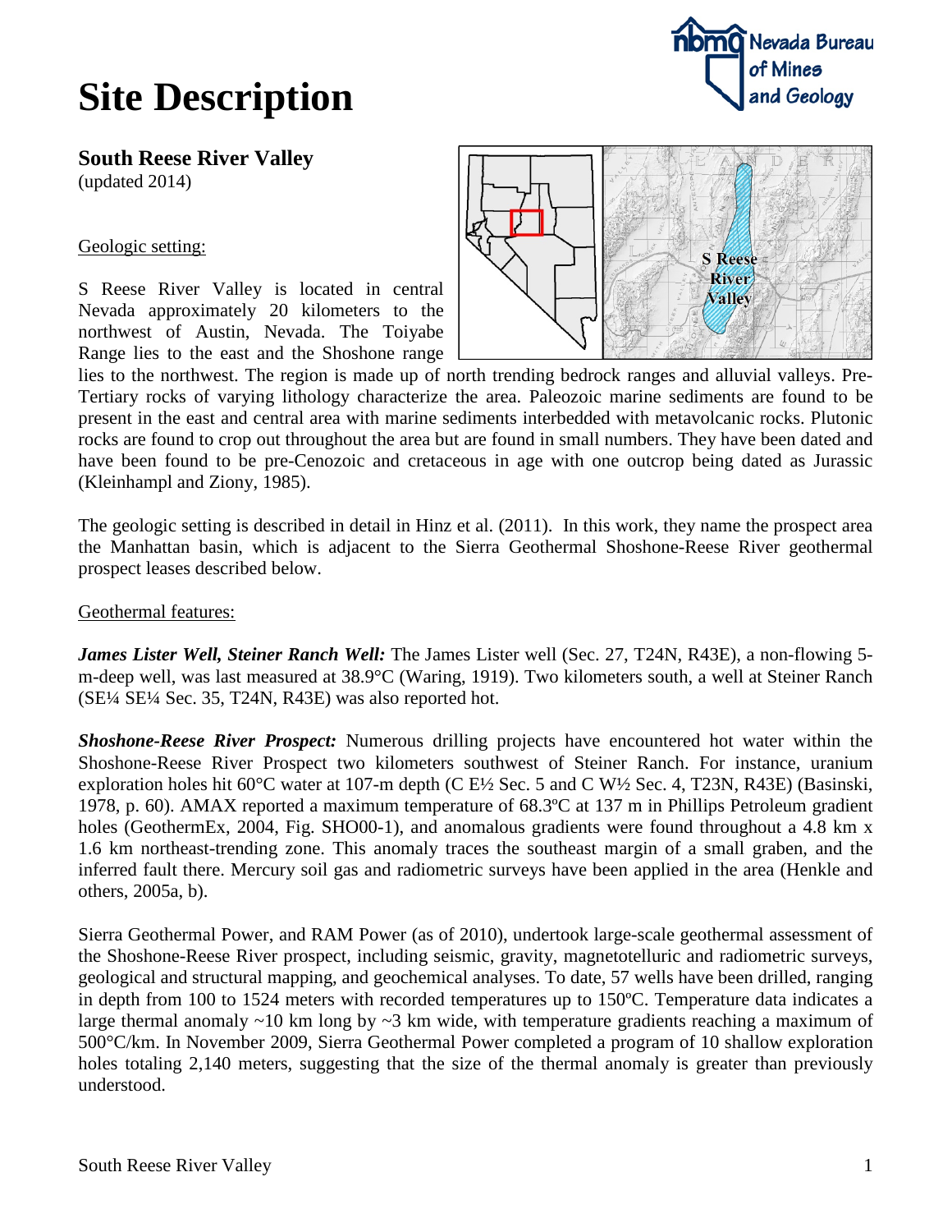# Site Description

## South Reese River Valley

(updated 2014)

### Geologic setting:

S Reese River Valley is located in central Nevada approximately 20 kilometers to the northwest of Austin, Nevada. The Toiyabe Range lies to the east and the Shoshone range lies to the northwest. The region is made up of north trending bedrock ranges and alluvial valleys. Pre-Tertiary rocks of varying lithology characterize the area. Paleozoic marine sediments are found to be present in the east and central area with marine sediments interbedded with metavolcanic rocks. Plutonic rocks are found to crop out throughout the area but are found in small numbers. They have been dated and have been found to be pre-Cenozoic and cretaceous in age with one outcrop being dated as Jurassic (Kleinhampl and Ziony, 1985).

The geologic setting is described in detail in Hinz et al. (2011). In this work, they name the prospect area the Manhattan basin, which is adjacent to the Sierra Geothermal Shoshone-Reese River geothermal prospect leases described below.

### Geothermal features:

***James Lister Well, Steiner Ranch Well:*** The James Lister well (Sec. 27, T24N, R43E), a non-flowing 5-m-deep well, was last measured at 38.9°C (Waring, 1919). Two kilometers south, a well at Steiner Ranch (SE¼ SE¼ Sec. 35, T24N, R43E) was also reported hot.

***Shoshone-Reese River Prospect:*** Numerous drilling projects have encountered hot water within the Shoshone-Reese River Prospect two kilometers southwest of Steiner Ranch. For instance, uranium exploration holes hit 60°C water at 107-m depth (C E½ Sec. 5 and C W½ Sec. 4, T23N, R43E) (Basinski, 1978, p. 60). AMAX reported a maximum temperature of 68.3ºC at 137 m in Phillips Petroleum gradient holes (GeothermEx, 2004, Fig. SHO00-1), and anomalous gradients were found throughout a 4.8 km x 1.6 km northeast-trending zone. This anomaly traces the southeast margin of a small graben, and the inferred fault there. Mercury soil gas and radiometric surveys have been applied in the area (Henkle and others, 2005a, b).

Sierra Geothermal Power, and RAM Power (as of 2010), undertook large-scale geothermal assessment of the Shoshone-Reese River prospect, including seismic, gravity, magnetotelluric and radiometric surveys, geological and structural mapping, and geochemical analyses. To date, 57 wells have been drilled, ranging in depth from 100 to 1524 meters with recorded temperatures up to 150ºC. Temperature data indicates a large thermal anomaly ~10 km long by ~3 km wide, with temperature gradients reaching a maximum of 500°C/km. In November 2009, Sierra Geothermal Power completed a program of 10 shallow exploration holes totaling 2,140 meters, suggesting that the size of the thermal anomaly is greater than previously understood.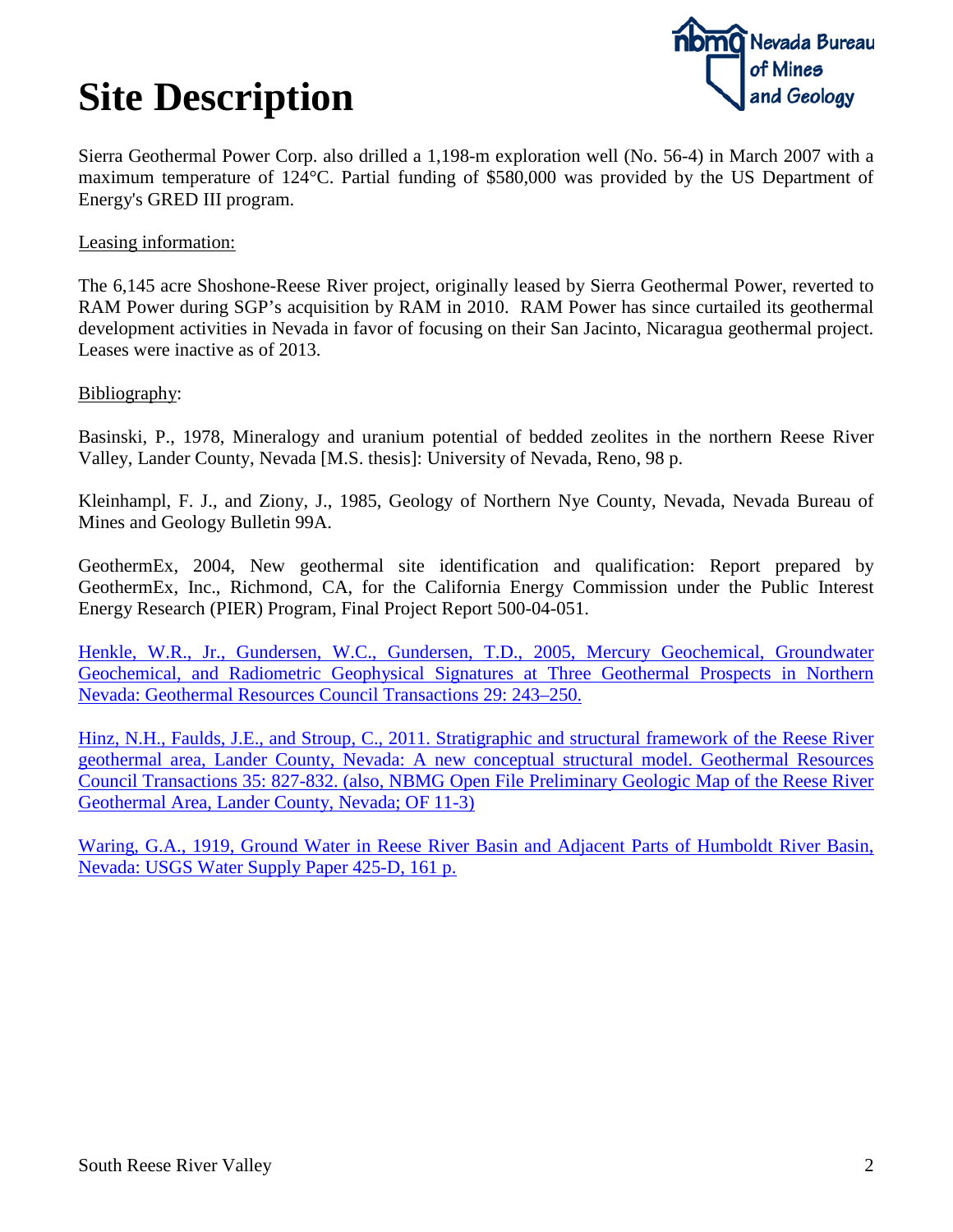# Site Description

Sierra Geothermal Power Corp. also drilled a 1,198-m exploration well (No. 56-4) in March 2007 with a maximum temperature of 124°C. Partial funding of $580,000 was provided by the US Department of Energy's GRED III program.

Leasing information:

The 6,145 acre Shoshone-Reese River project, originally leased by Sierra Geothermal Power, reverted to RAM Power during SGP's acquisition by RAM in 2010. RAM Power has since curtailed its geothermal development activities in Nevada in favor of focusing on their San Jacinto, Nicaragua geothermal project. Leases were inactive as of 2013.

Bibliography:

Basinski, P., 1978, Mineralogy and uranium potential of bedded zeolites in the northern Reese River Valley, Lander County, Nevada [M.S. thesis]: University of Nevada, Reno, 98 p.

Kleinhampl, F. J., and Ziony, J., 1985, Geology of Northern Nye County, Nevada, Nevada Bureau of Mines and Geology Bulletin 99A.

GeothermEx, 2004, New geothermal site identification and qualification: Report prepared by GeothermEx, Inc., Richmond, CA, for the California Energy Commission under the Public Interest Energy Research (PIER) Program, Final Project Report 500-04-051.

Henkle, W.R., Jr., Gundersen, W.C., Gundersen, T.D., 2005, Mercury Geochemical, Groundwater Geochemical, and Radiometric Geophysical Signatures at Three Geothermal Prospects in Northern Nevada: Geothermal Resources Council Transactions 29: 243–250.

Hinz, N.H., Faulds, J.E., and Stroup, C., 2011. Stratigraphic and structural framework of the Reese River geothermal area, Lander County, Nevada: A new conceptual structural model. Geothermal Resources Council Transactions 35: 827-832. (also, NBMG Open File Preliminary Geologic Map of the Reese River Geothermal Area, Lander County, Nevada; OF 11-3)

Waring, G.A., 1919, Ground Water in Reese River Basin and Adjacent Parts of Humboldt River Basin, Nevada: USGS Water Supply Paper 425-D, 161 p.